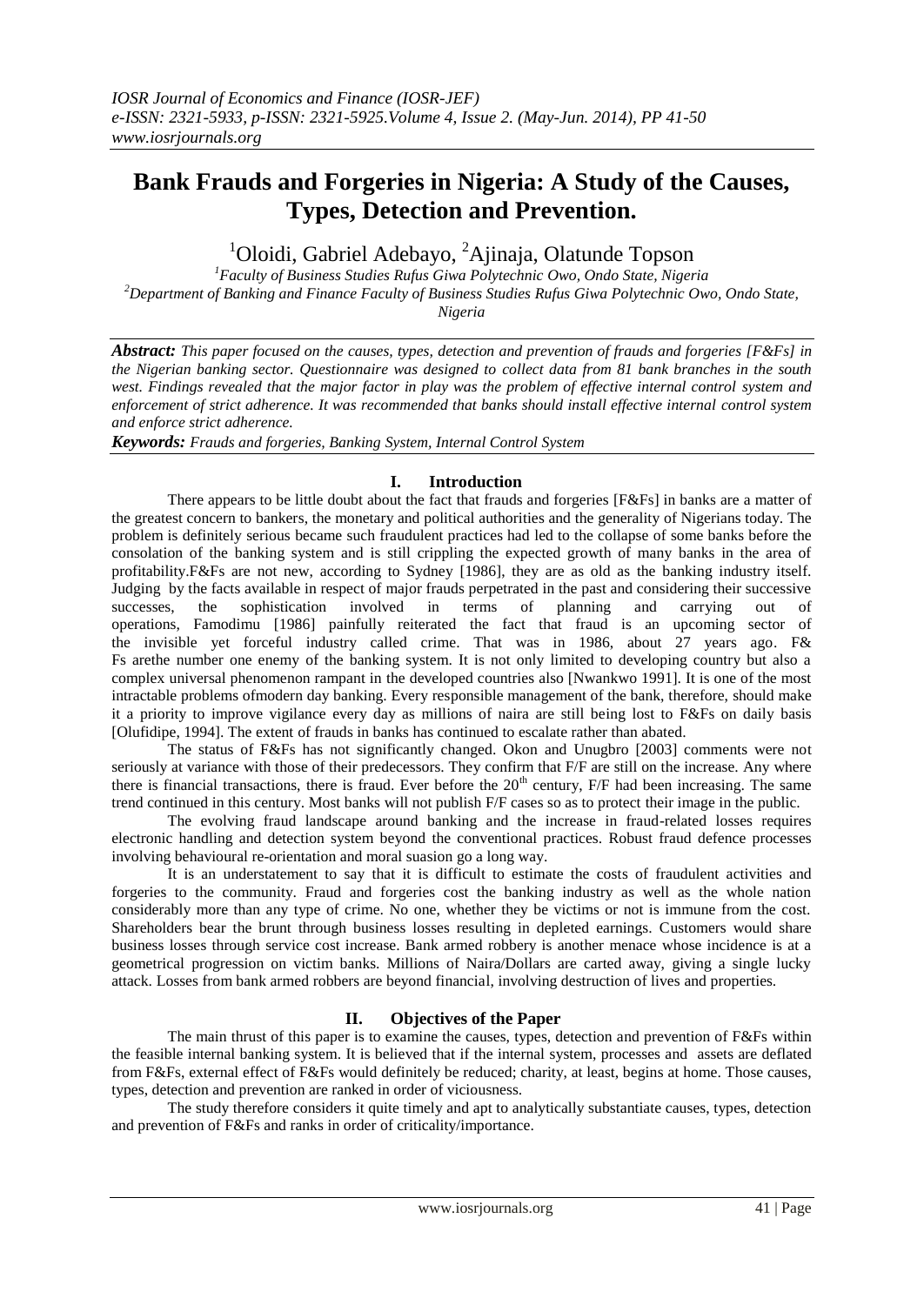# Bank Frauds and Forgeries in Nigeria: A Study of the Causes, Types, Detection and Prevention.

[1]Oloidi, Gabriel Adebayo, [2]Ajinaja, Olatunde Topson

[1]Faculty of Business Studies Rufus Giwa Polytechnic Owo, Ondo State, Nigeria
[2]Department of Banking and Finance Faculty of Business Studies Rufus Giwa Polytechnic Owo, Ondo State, Nigeria

***Abstract:*** *This paper focused on the causes, types, detection and prevention of frauds and forgeries [F&Fs] in the Nigerian banking sector. Questionnaire was designed to collect data from 81 bank branches in the south west. Findings revealed that the major factor in play was the problem of effective internal control system and enforcement of strict adherence. It was recommended that banks should install effective internal control system and enforce strict adherence.*

***Keywords:*** *Frauds and forgeries, Banking System, Internal Control System*

## I. Introduction

There appears to be little doubt about the fact that frauds and forgeries [F&Fs] in banks are a matter of the greatest concern to bankers, the monetary and political authorities and the generality of Nigerians today. The problem is definitely serious became such fraudulent practices had led to the collapse of some banks before the consolation of the banking system and is still crippling the expected growth of many banks in the area of profitability.F&Fs are not new, according to Sydney [1986], they are as old as the banking industry itself. Judging by the facts available in respect of major frauds perpetrated in the past and considering their successive successes, the sophistication involved in terms of planning and carrying out of operations, Famodimu [1986] painfully reiterated the fact that fraud is an upcoming sector of the invisible yet forceful industry called crime. That was in 1986, about 27 years ago. F& Fs arethe number one enemy of the banking system. It is not only limited to developing country but also a complex universal phenomenon rampant in the developed countries also [Nwankwo 1991]. It is one of the most intractable problems ofmodern day banking. Every responsible management of the bank, therefore, should make it a priority to improve vigilance every day as millions of naira are still being lost to F&Fs on daily basis [Olufidipe, 1994]. The extent of frauds in banks has continued to escalate rather than abated.

The status of F&Fs has not significantly changed. Okon and Unugbro [2003] comments were not seriously at variance with those of their predecessors. They confirm that F/F are still on the increase. Any where there is financial transactions, there is fraud. Ever before the 20th century, F/F had been increasing. The same trend continued in this century. Most banks will not publish F/F cases so as to protect their image in the public.

The evolving fraud landscape around banking and the increase in fraud-related losses requires electronic handling and detection system beyond the conventional practices. Robust fraud defence processes involving behavioural re-orientation and moral suasion go a long way.

It is an understatement to say that it is difficult to estimate the costs of fraudulent activities and forgeries to the community. Fraud and forgeries cost the banking industry as well as the whole nation considerably more than any type of crime. No one, whether they be victims or not is immune from the cost. Shareholders bear the brunt through business losses resulting in depleted earnings. Customers would share business losses through service cost increase. Bank armed robbery is another menace whose incidence is at a geometrical progression on victim banks. Millions of Naira/Dollars are carted away, giving a single lucky attack. Losses from bank armed robbers are beyond financial, involving destruction of lives and properties.

## II. Objectives of the Paper

The main thrust of this paper is to examine the causes, types, detection and prevention of F&Fs within the feasible internal banking system. It is believed that if the internal system, processes and assets are deflated from F&Fs, external effect of F&Fs would definitely be reduced; charity, at least, begins at home. Those causes, types, detection and prevention are ranked in order of viciousness.

The study therefore considers it quite timely and apt to analytically substantiate causes, types, detection and prevention of F&Fs and ranks in order of criticality/importance.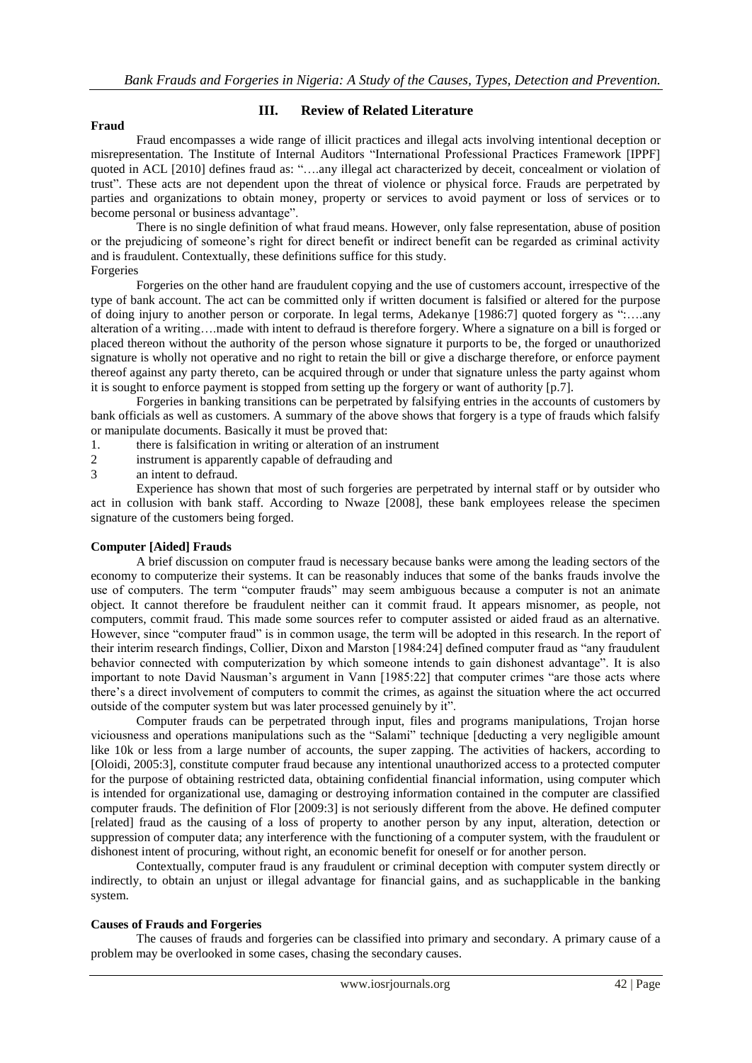## III. Review of Related Literature

### Fraud

Fraud encompasses a wide range of illicit practices and illegal acts involving intentional deception or misrepresentation. The Institute of Internal Auditors "International Professional Practices Framework [IPPF] quoted in ACL [2010] defines fraud as: "….any illegal act characterized by deceit, concealment or violation of trust". These acts are not dependent upon the threat of violence or physical force. Frauds are perpetrated by parties and organizations to obtain money, property or services to avoid payment or loss of services or to become personal or business advantage".

There is no single definition of what fraud means. However, only false representation, abuse of position or the prejudicing of someone's right for direct benefit or indirect benefit can be regarded as criminal activity and is fraudulent. Contextually, these definitions suffice for this study.

### Forgeries

Forgeries on the other hand are fraudulent copying and the use of customers account, irrespective of the type of bank account. The act can be committed only if written document is falsified or altered for the purpose of doing injury to another person or corporate. In legal terms, Adekanye [1986:7] quoted forgery as ":….any alteration of a writing….made with intent to defraud is therefore forgery. Where a signature on a bill is forged or placed thereon without the authority of the person whose signature it purports to be, the forged or unauthorized signature is wholly not operative and no right to retain the bill or give a discharge therefore, or enforce payment thereof against any party thereto, can be acquired through or under that signature unless the party against whom it is sought to enforce payment is stopped from setting up the forgery or want of authority [p.7].

Forgeries in banking transitions can be perpetrated by falsifying entries in the accounts of customers by bank officials as well as customers. A summary of the above shows that forgery is a type of frauds which falsify or manipulate documents. Basically it must be proved that:

1. there is falsification in writing or alteration of an instrument
2. instrument is apparently capable of defrauding and
3. an intent to defraud.

Experience has shown that most of such forgeries are perpetrated by internal staff or by outsider who act in collusion with bank staff. According to Nwaze [2008], these bank employees release the specimen signature of the customers being forged.

### Computer [Aided] Frauds

A brief discussion on computer fraud is necessary because banks were among the leading sectors of the economy to computerize their systems. It can be reasonably induces that some of the banks frauds involve the use of computers. The term "computer frauds" may seem ambiguous because a computer is not an animate object. It cannot therefore be fraudulent neither can it commit fraud. It appears misnomer, as people, not computers, commit fraud. This made some sources refer to computer assisted or aided fraud as an alternative. However, since "computer fraud" is in common usage, the term will be adopted in this research. In the report of their interim research findings, Collier, Dixon and Marston [1984:24] defined computer fraud as "any fraudulent behavior connected with computerization by which someone intends to gain dishonest advantage". It is also important to note David Nausman's argument in Vann [1985:22] that computer crimes "are those acts where there's a direct involvement of computers to commit the crimes, as against the situation where the act occurred outside of the computer system but was later processed genuinely by it".

Computer frauds can be perpetrated through input, files and programs manipulations, Trojan horse viciousness and operations manipulations such as the "Salami" technique [deducting a very negligible amount like 10k or less from a large number of accounts, the super zapping. The activities of hackers, according to [Oloidi, 2005:3], constitute computer fraud because any intentional unauthorized access to a protected computer for the purpose of obtaining restricted data, obtaining confidential financial information, using computer which is intended for organizational use, damaging or destroying information contained in the computer are classified computer frauds. The definition of Flor [2009:3] is not seriously different from the above. He defined computer [related] fraud as the causing of a loss of property to another person by any input, alteration, detection or suppression of computer data; any interference with the functioning of a computer system, with the fraudulent or dishonest intent of procuring, without right, an economic benefit for oneself or for another person.

Contextually, computer fraud is any fraudulent or criminal deception with computer system directly or indirectly, to obtain an unjust or illegal advantage for financial gains, and as suchapplicable in the banking system.

### Causes of Frauds and Forgeries

The causes of frauds and forgeries can be classified into primary and secondary. A primary cause of a problem may be overlooked in some cases, chasing the secondary causes.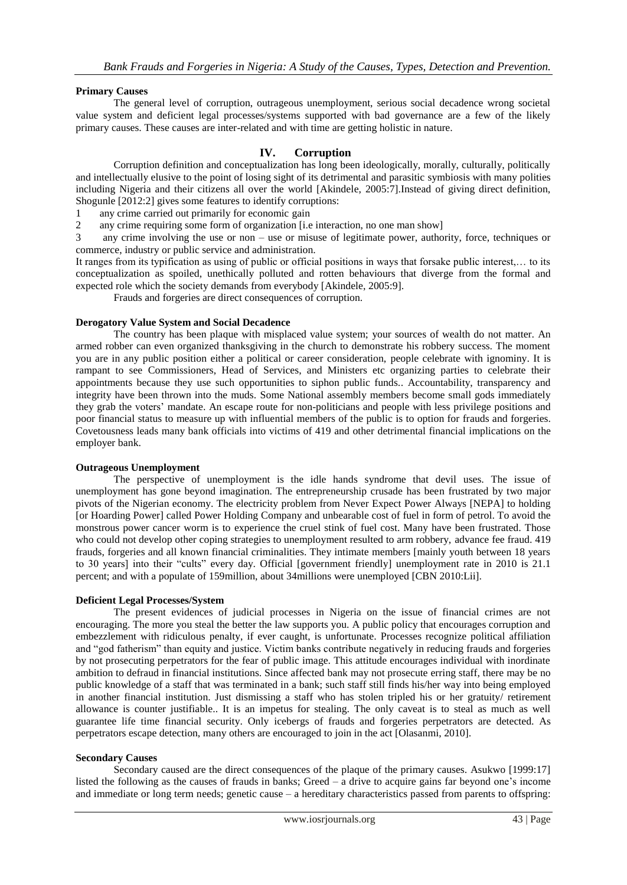**Primary Causes**

The general level of corruption, outrageous unemployment, serious social decadence wrong societal value system and deficient legal processes/systems supported with bad governance are a few of the likely primary causes. These causes are inter-related and with time are getting holistic in nature.

## IV. Corruption

Corruption definition and conceptualization has long been ideologically, morally, culturally, politically and intellectually elusive to the point of losing sight of its detrimental and parasitic symbiosis with many polities including Nigeria and their citizens all over the world [Akindele, 2005:7].Instead of giving direct definition, Shogunle [2012:2] gives some features to identify corruptions:

1 any crime carried out primarily for economic gain
2 any crime requiring some form of organization [i.e interaction, no one man show]
3 any crime involving the use or non – use or misuse of legitimate power, authority, force, techniques or commerce, industry or public service and administration.

It ranges from its typification as using of public or official positions in ways that forsake public interest,… to its conceptualization as spoiled, unethically polluted and rotten behaviours that diverge from the formal and expected role which the society demands from everybody [Akindele, 2005:9].

Frauds and forgeries are direct consequences of corruption.

**Derogatory Value System and Social Decadence**

The country has been plaque with misplaced value system; your sources of wealth do not matter. An armed robber can even organized thanksgiving in the church to demonstrate his robbery success. The moment you are in any public position either a political or career consideration, people celebrate with ignominy. It is rampant to see Commissioners, Head of Services, and Ministers etc organizing parties to celebrate their appointments because they use such opportunities to siphon public funds.. Accountability, transparency and integrity have been thrown into the muds. Some National assembly members become small gods immediately they grab the voters' mandate. An escape route for non-politicians and people with less privilege positions and poor financial status to measure up with influential members of the public is to option for frauds and forgeries. Covetousness leads many bank officials into victims of 419 and other detrimental financial implications on the employer bank.

**Outrageous Unemployment**

The perspective of unemployment is the idle hands syndrome that devil uses. The issue of unemployment has gone beyond imagination. The entrepreneurship crusade has been frustrated by two major pivots of the Nigerian economy. The electricity problem from Never Expect Power Always [NEPA] to holding [or Hoarding Power] called Power Holding Company and unbearable cost of fuel in form of petrol. To avoid the monstrous power cancer worm is to experience the cruel stink of fuel cost. Many have been frustrated. Those who could not develop other coping strategies to unemployment resulted to arm robbery, advance fee fraud. 419 frauds, forgeries and all known financial criminalities. They intimate members [mainly youth between 18 years to 30 years] into their "cults" every day. Official [government friendly] unemployment rate in 2010 is 21.1 percent; and with a populate of 159million, about 34millions were unemployed [CBN 2010:Lii].

**Deficient Legal Processes/System**

The present evidences of judicial processes in Nigeria on the issue of financial crimes are not encouraging. The more you steal the better the law supports you. A public policy that encourages corruption and embezzlement with ridiculous penalty, if ever caught, is unfortunate. Processes recognize political affiliation and "god fatherism" than equity and justice. Victim banks contribute negatively in reducing frauds and forgeries by not prosecuting perpetrators for the fear of public image. This attitude encourages individual with inordinate ambition to defraud in financial institutions. Since affected bank may not prosecute erring staff, there may be no public knowledge of a staff that was terminated in a bank; such staff still finds his/her way into being employed in another financial institution. Just dismissing a staff who has stolen tripled his or her gratuity/ retirement allowance is counter justifiable.. It is an impetus for stealing. The only caveat is to steal as much as well guarantee life time financial security. Only icebergs of frauds and forgeries perpetrators are detected. As perpetrators escape detection, many others are encouraged to join in the act [Olasanmi, 2010].

**Secondary Causes**

Secondary caused are the direct consequences of the plaque of the primary causes. Asukwo [1999:17] listed the following as the causes of frauds in banks; Greed – a drive to acquire gains far beyond one's income and immediate or long term needs; genetic cause – a hereditary characteristics passed from parents to offspring: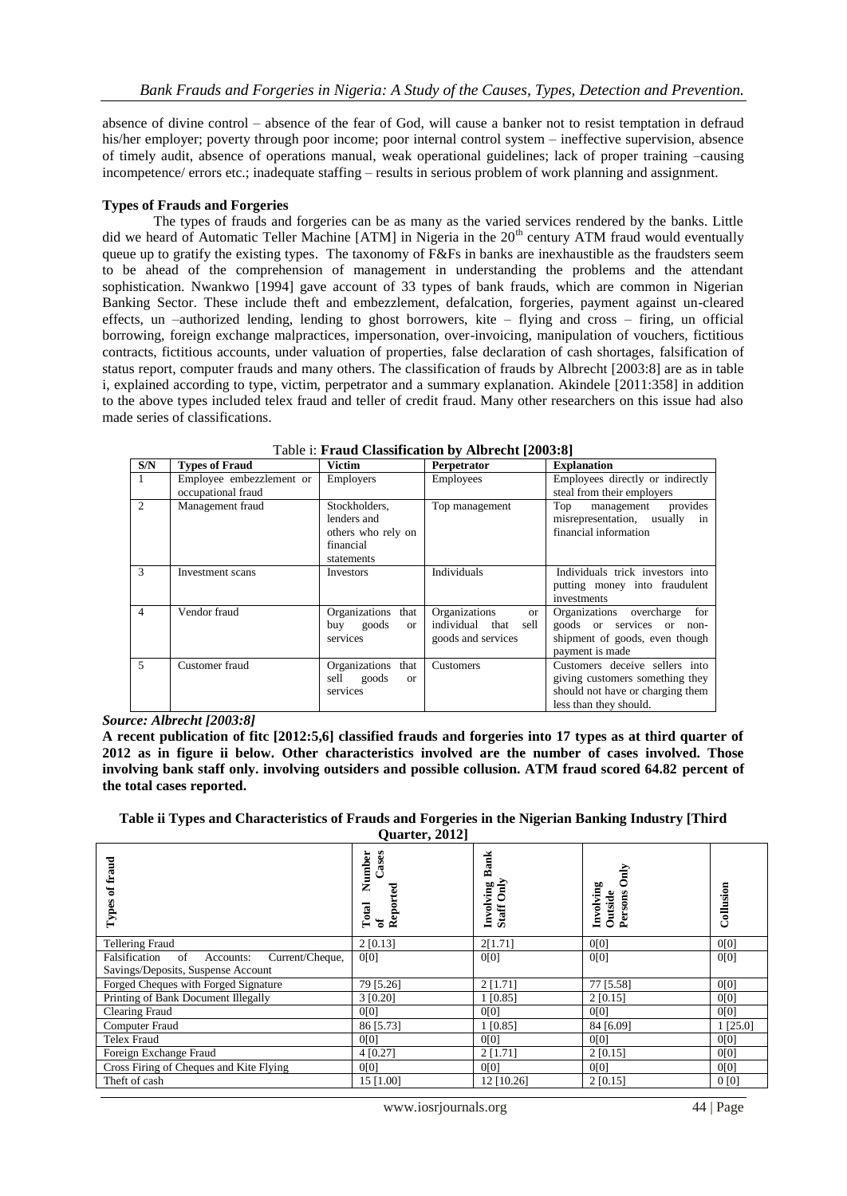absence of divine control – absence of the fear of God, will cause a banker not to resist temptation in defraud his/her employer; poverty through poor income; poor internal control system – ineffective supervision, absence of timely audit, absence of operations manual, weak operational guidelines; lack of proper training –causing incompetence/ errors etc.; inadequate staffing – results in serious problem of work planning and assignment.

**Types of Frauds and Forgeries**

The types of frauds and forgeries can be as many as the varied services rendered by the banks. Little did we heard of Automatic Teller Machine [ATM] in Nigeria in the 20th century ATM fraud would eventually queue up to gratify the existing types. The taxonomy of F&Fs in banks are inexhaustible as the fraudsters seem to be ahead of the comprehension of management in understanding the problems and the attendant sophistication. Nwankwo [1994] gave account of 33 types of bank frauds, which are common in Nigerian Banking Sector. These include theft and embezzlement, defalcation, forgeries, payment against un-cleared effects, un –authorized lending, lending to ghost borrowers, kite – flying and cross – firing, un official borrowing, foreign exchange malpractices, impersonation, over-invoicing, manipulation of vouchers, fictitious contracts, fictitious accounts, under valuation of properties, false declaration of cash shortages, falsification of status report, computer frauds and many others. The classification of frauds by Albrecht [2003:8] are as in table i, explained according to type, victim, perpetrator and a summary explanation. Akindele [2011:358] in addition to the above types included telex fraud and teller of credit fraud. Many other researchers on this issue had also made series of classifications.

Table i: **Fraud Classification by Albrecht [2003:8]**

| S/N | Types of Fraud | Victim | Perpetrator | Explanation |
|---|---|---|---|---|
| 1 | Employee embezzlement or occupational fraud | Employers | Employees | Employees directly or indirectly steal from their employers |
| 2 | Management fraud | Stockholders, lenders and others who rely on financial statements | Top management | Top management provides misrepresentation, usually in financial information |
| 3 | Investment scans | Investors | Individuals | Individuals trick investors into putting money into fraudulent investments |
| 4 | Vendor fraud | Organizations that buy goods or services | Organizations or individual that sell goods and services | Organizations overcharge for goods or services or non-shipment of goods, even though payment is made |
| 5 | Customer fraud | Organizations that sell goods or services | Customers | Customers deceive sellers into giving customers something they should not have or charging them less than they should. |

***Source: Albrecht [2003:8]***

**A recent publication of fitc [2012:5,6] classified frauds and forgeries into 17 types as at third quarter of 2012 as in figure ii below. Other characteristics involved are the number of cases involved. Those involving bank staff only. involving outsiders and possible collusion. ATM fraud scored 64.82 percent of the total cases reported.**

**Table ii Types and Characteristics of Frauds and Forgeries in the Nigerian Banking Industry [Third Quarter, 2012]**

| Types of fraud | Total Number of Cases Reported | Involving Bank Staff Only | Involving Outside Persons Only | Collusion |
|---|---|---|---|---|
| Tellering Fraud | 2 [0.13] | 2[1.71] | 0[0] | 0[0] |
| Falsification of Accounts: Current/Cheque, Savings/Deposits, Suspense Account | 0[0] | 0[0] | 0[0] | 0[0] |
| Forged Cheques with Forged Signature | 79 [5.26] | 2 [1.71] | 77 [5.58] | 0[0] |
| Printing of Bank Document Illegally | 3 [0.20] | 1 [0.85] | 2 [0.15] | 0[0] |
| Clearing Fraud | 0[0] | 0[0] | 0[0] | 0[0] |
| Computer Fraud | 86 [5.73] | 1 [0.85] | 84 [6.09] | 1 [25.0] |
| Telex Fraud | 0[0] | 0[0] | 0[0] | 0[0] |
| Foreign Exchange Fraud | 4 [0.27] | 2 [1.71] | 2 [0.15] | 0[0] |
| Cross Firing of Cheques and Kite Flying | 0[0] | 0[0] | 0[0] | 0[0] |
| Theft of cash | 15 [1.00] | 12 [10.26] | 2 [0.15] | 0 [0] |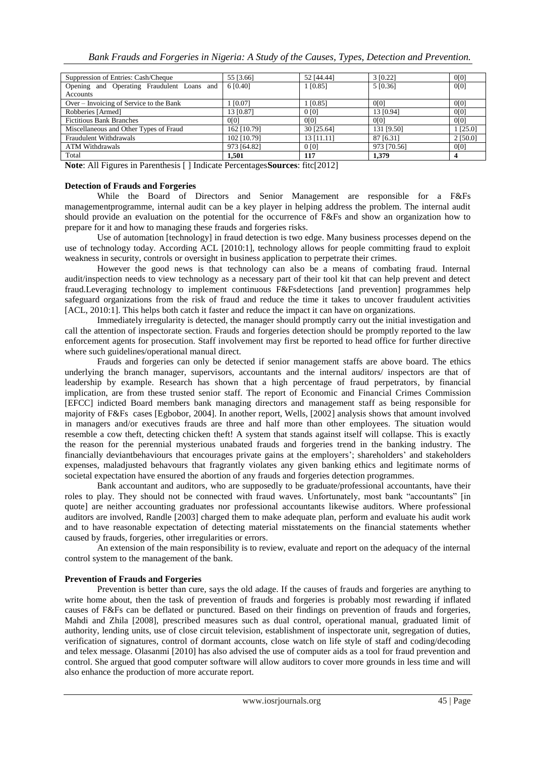| | | | | |
|---|---|---|---|---|
| Suppression of Entries: Cash/Cheque | 55 [3.66] | 52 [44.44] | 3 [0.22] | 0[0] |
| Opening and Operating Fraudulent Loans and Accounts | 6 [0.40] | 1 [0.85] | 5 [0.36] | 0[0] |
| Over – Invoicing of Service to the Bank | 1 [0.07] | 1 [0.85] | 0[0] | 0[0] |
| Robberies [Armed] | 13 [0.87] | 0 [0] | 13 [0.94] | 0[0] |
| Fictitious Bank Branches | 0[0] | 0[0] | 0[0] | 0[0] |
| Miscellaneous and Other Types of Fraud | 162 [10.79] | 30 [25.64] | 131 [9.50] | 1 [25.0] |
| Fraudulent Withdrawals | 102 [10.79] | 13 [11.11] | 87 [6.31] | 2 [50.0] |
| ATM Withdrawals | 973 [64.82] | 0 [0] | 973 [70.56] | 0[0] |
| Total | **1,501** | **117** | **1,379** | **4** |

**Note**: All Figures in Parenthesis [ ] Indicate Percentages**Sources**: fitc[2012]

**Detection of Frauds and Forgeries**

While the Board of Directors and Senior Management are responsible for a F&Fs managementprogramme, internal audit can be a key player in helping address the problem. The internal audit should provide an evaluation on the potential for the occurrence of F&Fs and show an organization how to prepare for it and how to managing these frauds and forgeries risks.

Use of automation [technology] in fraud detection is two edge. Many business processes depend on the use of technology today. According ACL [2010:1], technology allows for people committing fraud to exploit weakness in security, controls or oversight in business application to perpetrate their crimes.

However the good news is that technology can also be a means of combating fraud. Internal audit/inspection needs to view technology as a necessary part of their tool kit that can help prevent and detect fraud.Leveraging technology to implement continuous F&Fsdetections [and prevention] programmes help safeguard organizations from the risk of fraud and reduce the time it takes to uncover fraudulent activities [ACL, 2010:1]. This helps both catch it faster and reduce the impact it can have on organizations.

Immediately irregularity is detected, the manager should promptly carry out the initial investigation and call the attention of inspectorate section. Frauds and forgeries detection should be promptly reported to the law enforcement agents for prosecution. Staff involvement may first be reported to head office for further directive where such guidelines/operational manual direct.

Frauds and forgeries can only be detected if senior management staffs are above board. The ethics underlying the branch manager, supervisors, accountants and the internal auditors/ inspectors are that of leadership by example. Research has shown that a high percentage of fraud perpetrators, by financial implication, are from these trusted senior staff. The report of Economic and Financial Crimes Commission [EFCC] indicted Board members bank managing directors and management staff as being responsible for majority of F&Fs cases [Egbobor, 2004]. In another report, Wells, [2002] analysis shows that amount involved in managers and/or executives frauds are three and half more than other employees. The situation would resemble a cow theft, detecting chicken theft! A system that stands against itself will collapse. This is exactly the reason for the perennial mysterious unabated frauds and forgeries trend in the banking industry. The financially deviantbehaviours that encourages private gains at the employers'; shareholders' and stakeholders expenses, maladjusted behavours that fragrantly violates any given banking ethics and legitimate norms of societal expectation have ensured the abortion of any frauds and forgeries detection programmes.

Bank accountant and auditors, who are supposedly to be graduate/professional accountants, have their roles to play. They should not be connected with fraud waves. Unfortunately, most bank "accountants" [in quote] are neither accounting graduates nor professional accountants likewise auditors. Where professional auditors are involved, Randle [2003] charged them to make adequate plan, perform and evaluate his audit work and to have reasonable expectation of detecting material misstatements on the financial statements whether caused by frauds, forgeries, other irregularities or errors.

An extension of the main responsibility is to review, evaluate and report on the adequacy of the internal control system to the management of the bank.

**Prevention of Frauds and Forgeries**

Prevention is better than cure, says the old adage. If the causes of frauds and forgeries are anything to write home about, then the task of prevention of frauds and forgeries is probably most rewarding if inflated causes of F&Fs can be deflated or punctured. Based on their findings on prevention of frauds and forgeries, Mahdi and Zhila [2008], prescribed measures such as dual control, operational manual, graduated limit of authority, lending units, use of close circuit television, establishment of inspectorate unit, segregation of duties, verification of signatures, control of dormant accounts, close watch on life style of staff and coding/decoding and telex message. Olasanmi [2010] has also advised the use of computer aids as a tool for fraud prevention and control. She argued that good computer software will allow auditors to cover more grounds in less time and will also enhance the production of more accurate report.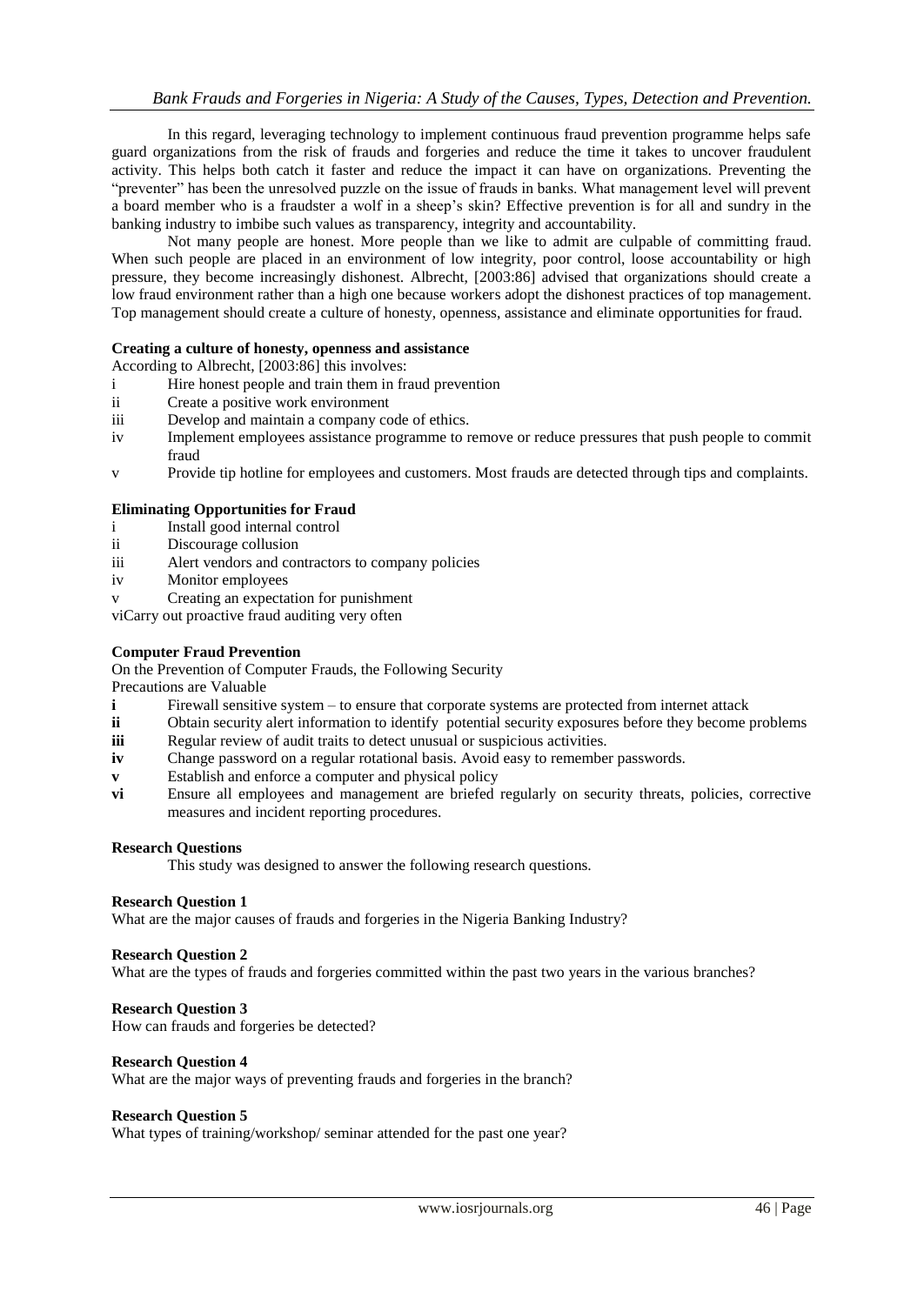In this regard, leveraging technology to implement continuous fraud prevention programme helps safe guard organizations from the risk of frauds and forgeries and reduce the time it takes to uncover fraudulent activity. This helps both catch it faster and reduce the impact it can have on organizations. Preventing the "preventer" has been the unresolved puzzle on the issue of frauds in banks. What management level will prevent a board member who is a fraudster a wolf in a sheep's skin? Effective prevention is for all and sundry in the banking industry to imbibe such values as transparency, integrity and accountability.

Not many people are honest. More people than we like to admit are culpable of committing fraud. When such people are placed in an environment of low integrity, poor control, loose accountability or high pressure, they become increasingly dishonest. Albrecht, [2003:86] advised that organizations should create a low fraud environment rather than a high one because workers adopt the dishonest practices of top management. Top management should create a culture of honesty, openness, assistance and eliminate opportunities for fraud.

**Creating a culture of honesty, openness and assistance**

According to Albrecht, [2003:86] this involves:

- i Hire honest people and train them in fraud prevention
- ii Create a positive work environment
- iii Develop and maintain a company code of ethics.
- iv Implement employees assistance programme to remove or reduce pressures that push people to commit fraud
- v Provide tip hotline for employees and customers. Most frauds are detected through tips and complaints.

**Eliminating Opportunities for Fraud**

- i Install good internal control
- ii Discourage collusion
- iii Alert vendors and contractors to company policies
- iv Monitor employees
- v Creating an expectation for punishment
- viCarry out proactive fraud auditing very often

**Computer Fraud Prevention**

On the Prevention of Computer Frauds, the Following Security Precautions are Valuable

- **i** Firewall sensitive system – to ensure that corporate systems are protected from internet attack
- **ii** Obtain security alert information to identify potential security exposures before they become problems
- **iii** Regular review of audit traits to detect unusual or suspicious activities.
- **iv** Change password on a regular rotational basis. Avoid easy to remember passwords.
- **v** Establish and enforce a computer and physical policy
- **vi** Ensure all employees and management are briefed regularly on security threats, policies, corrective measures and incident reporting procedures.

**Research Questions**

This study was designed to answer the following research questions.

**Research Question 1**

What are the major causes of frauds and forgeries in the Nigeria Banking Industry?

**Research Question 2**

What are the types of frauds and forgeries committed within the past two years in the various branches?

**Research Question 3**

How can frauds and forgeries be detected?

**Research Question 4**

What are the major ways of preventing frauds and forgeries in the branch?

**Research Question 5**

What types of training/workshop/ seminar attended for the past one year?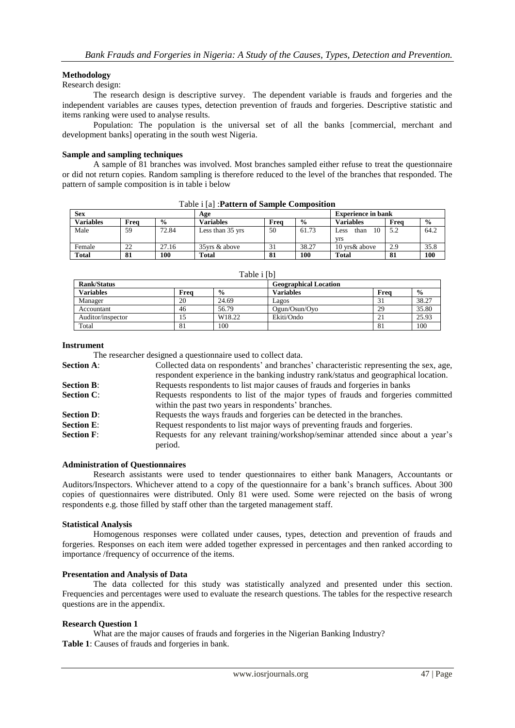### Methodology

Research design:

The research design is descriptive survey. The dependent variable is frauds and forgeries and the independent variables are causes types, detection prevention of frauds and forgeries. Descriptive statistic and items ranking were used to analyse results.

Population: The population is the universal set of all the banks [commercial, merchant and development banks] operating in the south west Nigeria.

### Sample and sampling techniques

A sample of 81 branches was involved. Most branches sampled either refuse to treat the questionnaire or did not return copies. Random sampling is therefore reduced to the level of the branches that responded. The pattern of sample composition is in table i below

Table i [a] :**Pattern of Sample Composition**

| **Sex** | | | **Age** | | | **Experience in bank** | | |
|---|---|---|---|---|---|---|---|---|
| **Variables** | **Freq** | **%** | **Variables** | **Freq** | **%** | **Variables** | **Freq** | **%** |
| Male | 59 | 72.84 | Less than 35 yrs | 50 | 61.73 | Less than 10 yrs | 5.2 | 64.2 |
| Female | 22 | 27.16 | 35yrs & above | 31 | 38.27 | 10 yrs& above | 2.9 | 35.8 |
| **Total** | **81** | **100** | **Total** | **81** | **100** | **Total** | **81** | **100** |

Table i [b]

| **Rank/Status** | | | **Geographical Location** | | |
|---|---|---|---|---|---|
| **Variables** | **Freq** | **%** | **Variables** | **Freq** | **%** |
| Manager | 20 | 24.69 | Lagos | 31 | 38.27 |
| Accountant | 46 | 56.79 | Ogun/Osun/Oyo | 29 | 35.80 |
| Auditor/inspector | 15 | W18.22 | Ekiti/Ondo | 21 | 25.93 |
| Total | 81 | 100 | | 81 | 100 |

### Instrument

The researcher designed a questionnaire used to collect data.

**Section A**: Collected data on respondents' and branches' characteristic representing the sex, age, respondent experience in the banking industry rank/status and geographical location.

**Section B**: Requests respondents to list major causes of frauds and forgeries in banks

**Section C**: Requests respondents to list of the major types of frauds and forgeries committed within the past two years in respondents' branches.

**Section D**: Requests the ways frauds and forgeries can be detected in the branches.

**Section E**: Request respondents to list major ways of preventing frauds and forgeries.

**Section F**: Requests for any relevant training/workshop/seminar attended since about a year's period.

### Administration of Questionnaires

Research assistants were used to tender questionnaires to either bank Managers, Accountants or Auditors/Inspectors. Whichever attend to a copy of the questionnaire for a bank's branch suffices. About 300 copies of questionnaires were distributed. Only 81 were used. Some were rejected on the basis of wrong respondents e.g. those filled by staff other than the targeted management staff.

### Statistical Analysis

Homogenous responses were collated under causes, types, detection and prevention of frauds and forgeries. Responses on each item were added together expressed in percentages and then ranked according to importance /frequency of occurrence of the items.

### Presentation and Analysis of Data

The data collected for this study was statistically analyzed and presented under this section. Frequencies and percentages were used to evaluate the research questions. The tables for the respective research questions are in the appendix.

### Research Question 1

What are the major causes of frauds and forgeries in the Nigerian Banking Industry?

**Table 1**: Causes of frauds and forgeries in bank.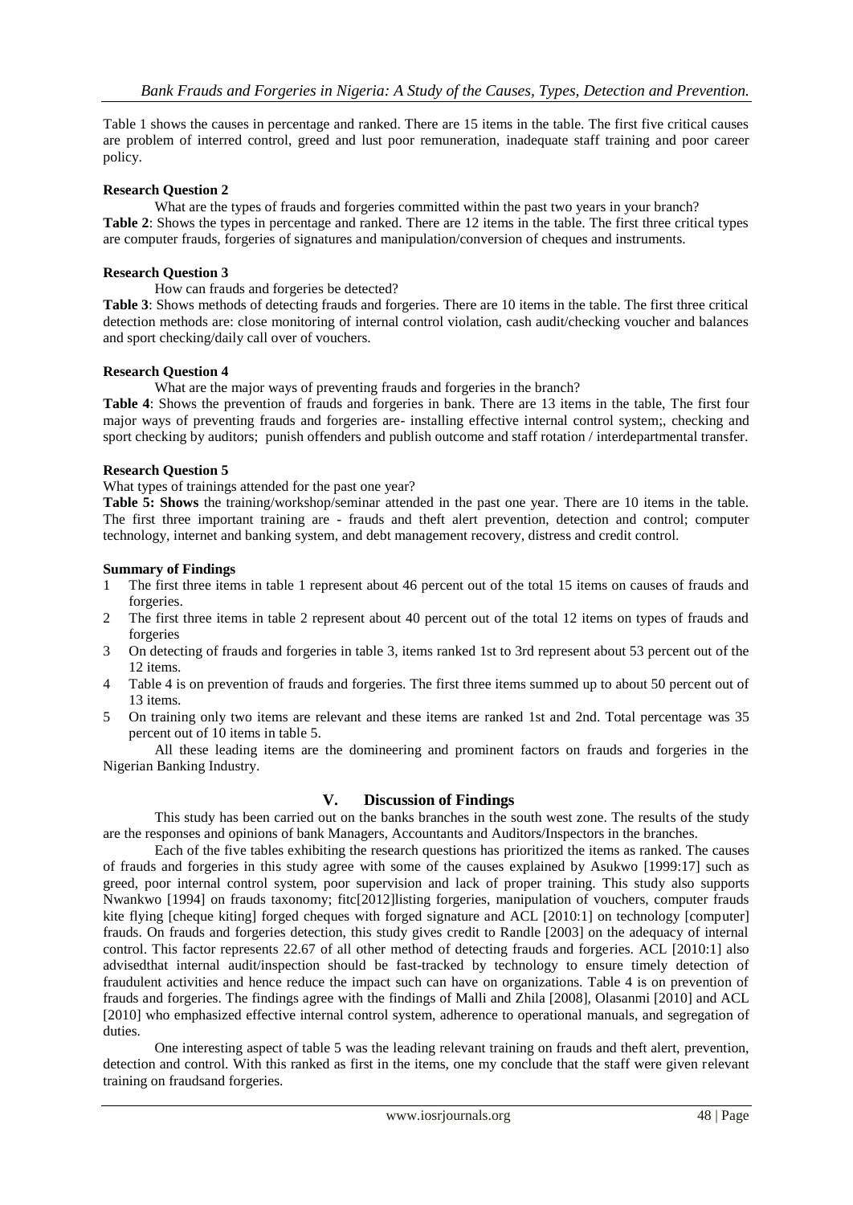Table 1 shows the causes in percentage and ranked. There are 15 items in the table. The first five critical causes are problem of interred control, greed and lust poor remuneration, inadequate staff training and poor career policy.

**Research Question 2**

What are the types of frauds and forgeries committed within the past two years in your branch?

**Table 2**: Shows the types in percentage and ranked. There are 12 items in the table. The first three critical types are computer frauds, forgeries of signatures and manipulation/conversion of cheques and instruments.

**Research Question 3**

How can frauds and forgeries be detected?

**Table 3**: Shows methods of detecting frauds and forgeries. There are 10 items in the table. The first three critical detection methods are: close monitoring of internal control violation, cash audit/checking voucher and balances and sport checking/daily call over of vouchers.

**Research Question 4**

What are the major ways of preventing frauds and forgeries in the branch?

**Table 4**: Shows the prevention of frauds and forgeries in bank. There are 13 items in the table, The first four major ways of preventing frauds and forgeries are- installing effective internal control system;, checking and sport checking by auditors; punish offenders and publish outcome and staff rotation / interdepartmental transfer.

**Research Question 5**

What types of trainings attended for the past one year?

**Table 5: Shows** the training/workshop/seminar attended in the past one year. There are 10 items in the table. The first three important training are - frauds and theft alert prevention, detection and control; computer technology, internet and banking system, and debt management recovery, distress and credit control.

**Summary of Findings**

1. The first three items in table 1 represent about 46 percent out of the total 15 items on causes of frauds and forgeries.
2. The first three items in table 2 represent about 40 percent out of the total 12 items on types of frauds and forgeries
3. On detecting of frauds and forgeries in table 3, items ranked 1st to 3rd represent about 53 percent out of the 12 items.
4. Table 4 is on prevention of frauds and forgeries. The first three items summed up to about 50 percent out of 13 items.
5. On training only two items are relevant and these items are ranked 1st and 2nd. Total percentage was 35 percent out of 10 items in table 5.

All these leading items are the domineering and prominent factors on frauds and forgeries in the Nigerian Banking Industry.

## V. Discussion of Findings

This study has been carried out on the banks branches in the south west zone. The results of the study are the responses and opinions of bank Managers, Accountants and Auditors/Inspectors in the branches.

Each of the five tables exhibiting the research questions has prioritized the items as ranked. The causes of frauds and forgeries in this study agree with some of the causes explained by Asukwo [1999:17] such as greed, poor internal control system, poor supervision and lack of proper training. This study also supports Nwankwo [1994] on frauds taxonomy; fitc[2012]listing forgeries, manipulation of vouchers, computer frauds kite flying [cheque kiting] forged cheques with forged signature and ACL [2010:1] on technology [computer] frauds. On frauds and forgeries detection, this study gives credit to Randle [2003] on the adequacy of internal control. This factor represents 22.67 of all other method of detecting frauds and forgeries. ACL [2010:1] also advisedthat internal audit/inspection should be fast-tracked by technology to ensure timely detection of fraudulent activities and hence reduce the impact such can have on organizations. Table 4 is on prevention of frauds and forgeries. The findings agree with the findings of Malli and Zhila [2008], Olasanmi [2010] and ACL [2010] who emphasized effective internal control system, adherence to operational manuals, and segregation of duties.

One interesting aspect of table 5 was the leading relevant training on frauds and theft alert, prevention, detection and control. With this ranked as first in the items, one my conclude that the staff were given relevant training on fraudsand forgeries.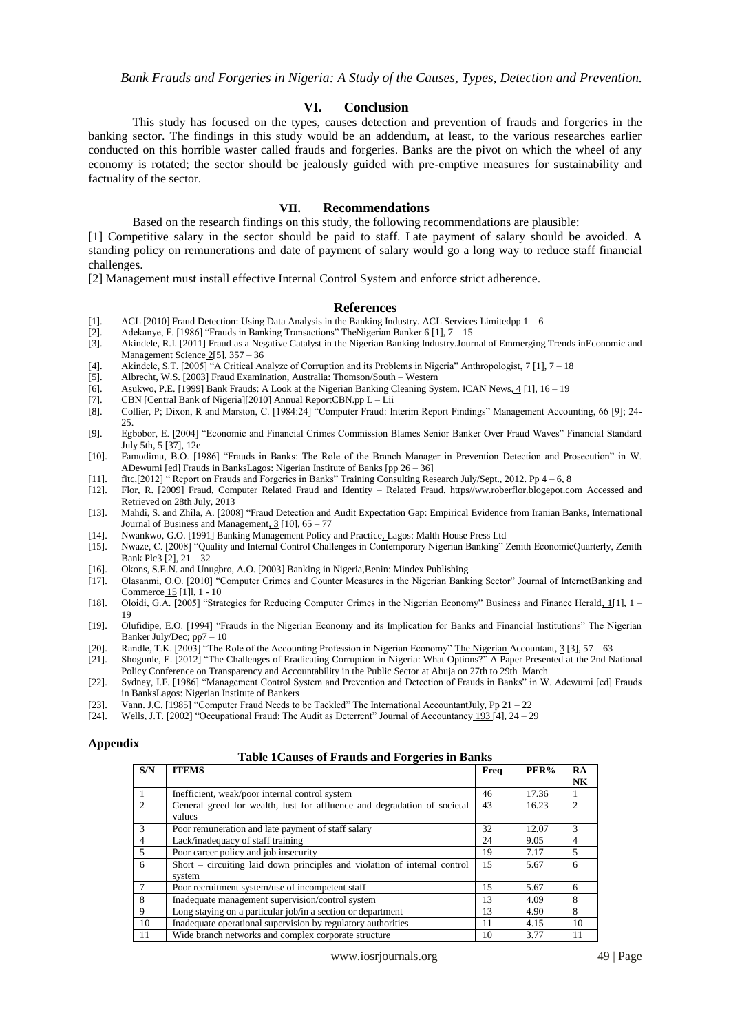## VI. Conclusion

This study has focused on the types, causes detection and prevention of frauds and forgeries in the banking sector. The findings in this study would be an addendum, at least, to the various researches earlier conducted on this horrible waster called frauds and forgeries. Banks are the pivot on which the wheel of any economy is rotated; the sector should be jealously guided with pre-emptive measures for sustainability and factuality of the sector.

## VII. Recommendations

Based on the research findings on this study, the following recommendations are plausible:

[1] Competitive salary in the sector should be paid to staff. Late payment of salary should be avoided. A standing policy on remunerations and date of payment of salary would go a long way to reduce staff financial challenges.

[2] Management must install effective Internal Control System and enforce strict adherence.

## References

[1]. ACL [2010] Fraud Detection: Using Data Analysis in the Banking Industry. ACL Services Limitedpp 1 – 6
[2]. Adekanye, F. [1986] "Frauds in Banking Transactions" TheNigerian Banker 6 [1], 7 – 15
[3]. Akindele, R.I. [2011] Fraud as a Negative Catalyst in the Nigerian Banking Industry.Journal of Emmerging Trends inEconomic and Management Science 2[5], 357 – 36
[4]. Akindele, S.T. [2005] "A Critical Analyze of Corruption and its Problems in Nigeria" Anthropologist, 7 [1], 7 – 18
[5]. Albrecht, W.S. [2003] Fraud Examination, Australia: Thomson/South – Western
[6]. Asukwo, P.E. [1999] Bank Frauds: A Look at the Nigerian Banking Cleaning System. ICAN News, 4 [1], 16 – 19
[7]. CBN [Central Bank of Nigeria][2010] Annual ReportCBN.pp L – Lii
[8]. Collier, P; Dixon, R and Marston, C. [1984:24] "Computer Fraud: Interim Report Findings" Management Accounting, 66 [9]; 24-25.
[9]. Egbobor, E. [2004] "Economic and Financial Crimes Commission Blames Senior Banker Over Fraud Waves" Financial Standard July 5th, 5 [37], 12e
[10]. Famodimu, B.O. [1986] "Frauds in Banks: The Role of the Branch Manager in Prevention Detection and Prosecution" in W. ADewumi [ed] Frauds in BanksLagos: Nigerian Institute of Banks [pp 26 – 36]
[11]. fitc,[2012] " Report on Frauds and Forgeries in Banks" Training Consulting Research July/Sept., 2012. Pp 4 – 6, 8
[12]. Flor, R. [2009] Fraud, Computer Related Fraud and Identity – Related Fraud. https//ww.roberflor.blogepot.com Accessed and Retrieved on 28th July, 2013
[13]. Mahdi, S. and Zhila, A. [2008] "Fraud Detection and Audit Expectation Gap: Empirical Evidence from Iranian Banks, International Journal of Business and Management, 3 [10], 65 – 77
[14]. Nwankwo, G.O. [1991] Banking Management Policy and Practice, Lagos: Malth House Press Ltd
[15]. Nwaze, C. [2008] "Quality and Internal Control Challenges in Contemporary Nigerian Banking" Zenith EconomicQuarterly, Zenith Bank Plc3 [2], 21 – 32
[16]. Okons, S.E.N. and Unugbro, A.O. [2003] Banking in Nigeria,Benin: Mindex Publishing
[17]. Olasanmi, O.O. [2010] "Computer Crimes and Counter Measures in the Nigerian Banking Sector" Journal of InternetBanking and Commerce 15 [1]l, 1 - 10
[18]. Oloidi, G.A. [2005] "Strategies for Reducing Computer Crimes in the Nigerian Economy" Business and Finance Herald, 1[1], 1 – 19
[19]. Olufidipe, E.O. [1994] "Frauds in the Nigerian Economy and its Implication for Banks and Financial Institutions" The Nigerian Banker July/Dec; pp7 – 10
[20]. Randle, T.K. [2003] "The Role of the Accounting Profession in Nigerian Economy" The Nigerian Accountant, 3 [3], 57 – 63
[21]. Shogunle, E. [2012] "The Challenges of Eradicating Corruption in Nigeria: What Options?" A Paper Presented at the 2nd National Policy Conference on Transparency and Accountability in the Public Sector at Abuja on 27th to 29th March
[22]. Sydney, I.F. [1986] "Management Control System and Prevention and Detection of Frauds in Banks" in W. Adewumi [ed] Frauds in BanksLagos: Nigerian Institute of Bankers
[23]. Vann. J.C. [1985] "Computer Fraud Needs to be Tackled" The International AccountantJuly, Pp 21 – 22
[24]. Wells, J.T. [2002] "Occupational Fraud: The Audit as Deterrent" Journal of Accountancy 193 [4], 24 – 29

### Appendix

**Table 1Causes of Frauds and Forgeries in Banks**

| S/N | ITEMS | Freq | PER% | RANK |
|---|---|---|---|---|
| 1 | Inefficient, weak/poor internal control system | 46 | 17.36 | 1 |
| 2 | General greed for wealth, lust for affluence and degradation of societal values | 43 | 16.23 | 2 |
| 3 | Poor remuneration and late payment of staff salary | 32 | 12.07 | 3 |
| 4 | Lack/inadequacy of staff training | 24 | 9.05 | 4 |
| 5 | Poor career policy and job insecurity | 19 | 7.17 | 5 |
| 6 | Short – circuiting laid down principles and violation of internal control system | 15 | 5.67 | 6 |
| 7 | Poor recruitment system/use of incompetent staff | 15 | 5.67 | 6 |
| 8 | Inadequate management supervision/control system | 13 | 4.09 | 8 |
| 9 | Long staying on a particular job/in a section or department | 13 | 4.90 | 8 |
| 10 | Inadequate operational supervision by regulatory authorities | 11 | 4.15 | 10 |
| 11 | Wide branch networks and complex corporate structure | 10 | 3.77 | 11 |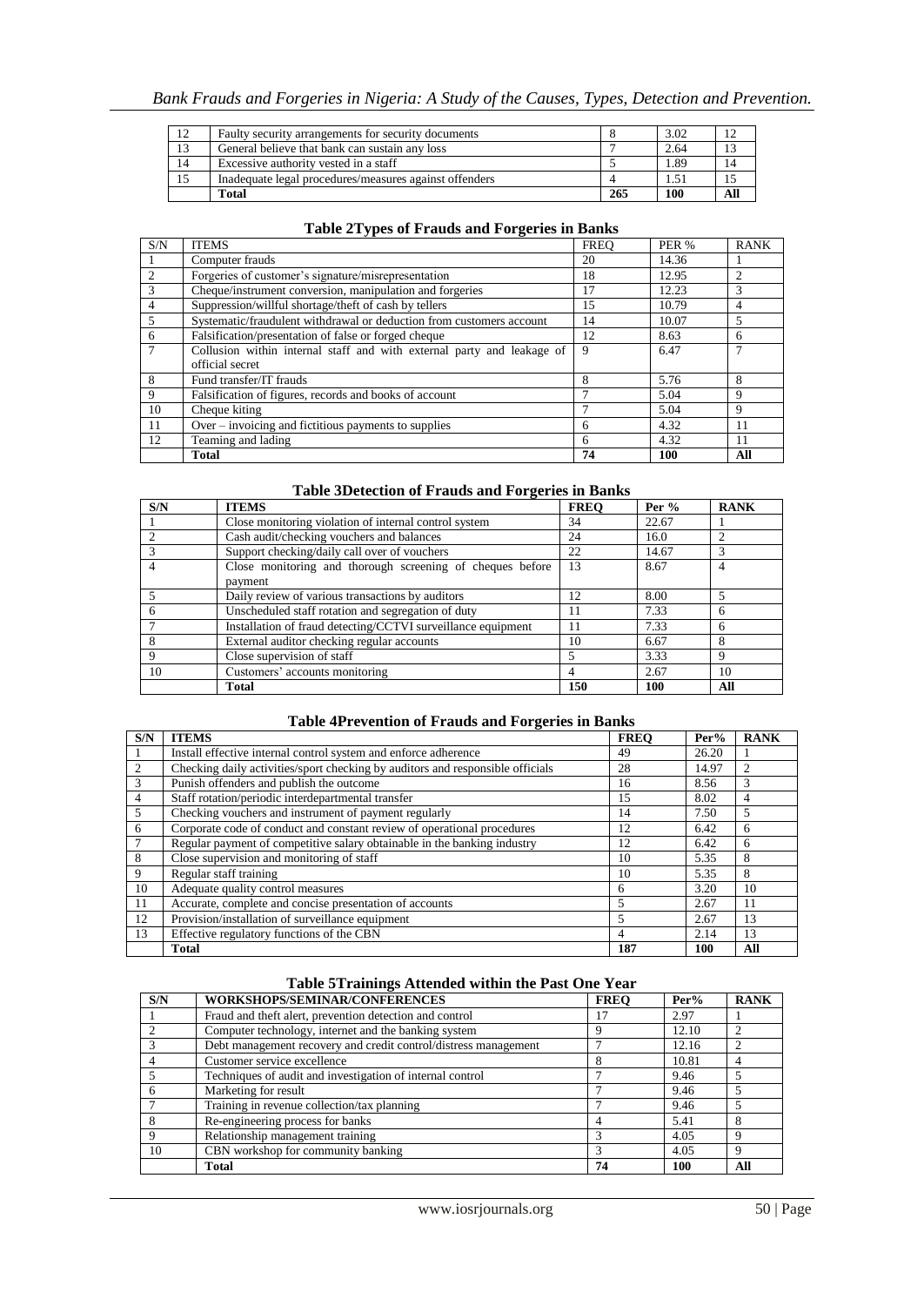| | | | | |
|---|---|---|---|---|
| 12 | Faulty security arrangements for security documents | 8 | 3.02 | 12 |
| 13 | General believe that bank can sustain any loss | 7 | 2.64 | 13 |
| 14 | Excessive authority vested in a staff | 5 | 1.89 | 14 |
| 15 | Inadequate legal procedures/measures against offenders | 4 | 1.51 | 15 |
| | **Total** | **265** | **100** | **All** |

**Table 2Types of Frauds and Forgeries in Banks**

| S/N | ITEMS | FREQ | PER % | RANK |
|---|---|---|---|---|
| 1 | Computer frauds | 20 | 14.36 | 1 |
| 2 | Forgeries of customer's signature/misrepresentation | 18 | 12.95 | 2 |
| 3 | Cheque/instrument conversion, manipulation and forgeries | 17 | 12.23 | 3 |
| 4 | Suppression/willful shortage/theft of cash by tellers | 15 | 10.79 | 4 |
| 5 | Systematic/fraudulent withdrawal or deduction from customers account | 14 | 10.07 | 5 |
| 6 | Falsification/presentation of false or forged cheque | 12 | 8.63 | 6 |
| 7 | Collusion within internal staff and with external party and leakage of official secret | 9 | 6.47 | 7 |
| 8 | Fund transfer/IT frauds | 8 | 5.76 | 8 |
| 9 | Falsification of figures, records and books of account | 7 | 5.04 | 9 |
| 10 | Cheque kiting | 7 | 5.04 | 9 |
| 11 | Over – invoicing and fictitious payments to supplies | 6 | 4.32 | 11 |
| 12 | Teaming and lading | 6 | 4.32 | 11 |
| | **Total** | **74** | **100** | **All** |

**Table 3Detection of Frauds and Forgeries in Banks**

| S/N | ITEMS | FREQ | Per % | RANK |
|---|---|---|---|---|
| 1 | Close monitoring violation of internal control system | 34 | 22.67 | 1 |
| 2 | Cash audit/checking vouchers and balances | 24 | 16.0 | 2 |
| 3 | Support checking/daily call over of vouchers | 22 | 14.67 | 3 |
| 4 | Close monitoring and thorough screening of cheques before payment | 13 | 8.67 | 4 |
| 5 | Daily review of various transactions by auditors | 12 | 8.00 | 5 |
| 6 | Unscheduled staff rotation and segregation of duty | 11 | 7.33 | 6 |
| 7 | Installation of fraud detecting/CCTVI surveillance equipment | 11 | 7.33 | 6 |
| 8 | External auditor checking regular accounts | 10 | 6.67 | 8 |
| 9 | Close supervision of staff | 5 | 3.33 | 9 |
| 10 | Customers' accounts monitoring | 4 | 2.67 | 10 |
| | **Total** | **150** | **100** | **All** |

**Table 4Prevention of Frauds and Forgeries in Banks**

| S/N | ITEMS | FREQ | Per% | RANK |
|---|---|---|---|---|
| 1 | Install effective internal control system and enforce adherence | 49 | 26.20 | 1 |
| 2 | Checking daily activities/sport checking by auditors and responsible officials | 28 | 14.97 | 2 |
| 3 | Punish offenders and publish the outcome | 16 | 8.56 | 3 |
| 4 | Staff rotation/periodic interdepartmental transfer | 15 | 8.02 | 4 |
| 5 | Checking vouchers and instrument of payment regularly | 14 | 7.50 | 5 |
| 6 | Corporate code of conduct and constant review of operational procedures | 12 | 6.42 | 6 |
| 7 | Regular payment of competitive salary obtainable in the banking industry | 12 | 6.42 | 6 |
| 8 | Close supervision and monitoring of staff | 10 | 5.35 | 8 |
| 9 | Regular staff training | 10 | 5.35 | 8 |
| 10 | Adequate quality control measures | 6 | 3.20 | 10 |
| 11 | Accurate, complete and concise presentation of accounts | 5 | 2.67 | 11 |
| 12 | Provision/installation of surveillance equipment | 5 | 2.67 | 13 |
| 13 | Effective regulatory functions of the CBN | 4 | 2.14 | 13 |
| | **Total** | **187** | **100** | **All** |

**Table 5Trainings Attended within the Past One Year**

| S/N | WORKSHOPS/SEMINAR/CONFERENCES | FREQ | Per% | RANK |
|---|---|---|---|---|
| 1 | Fraud and theft alert, prevention detection and control | 17 | 2.97 | 1 |
| 2 | Computer technology, internet and the banking system | 9 | 12.10 | 2 |
| 3 | Debt management recovery and credit control/distress management | 7 | 12.16 | 2 |
| 4 | Customer service excellence | 8 | 10.81 | 4 |
| 5 | Techniques of audit and investigation of internal control | 7 | 9.46 | 5 |
| 6 | Marketing for result | 7 | 9.46 | 5 |
| 7 | Training in revenue collection/tax planning | 7 | 9.46 | 5 |
| 8 | Re-engineering process for banks | 4 | 5.41 | 8 |
| 9 | Relationship management training | 3 | 4.05 | 9 |
| 10 | CBN workshop for community banking | 3 | 4.05 | 9 |
| | **Total** | **74** | **100** | **All** |